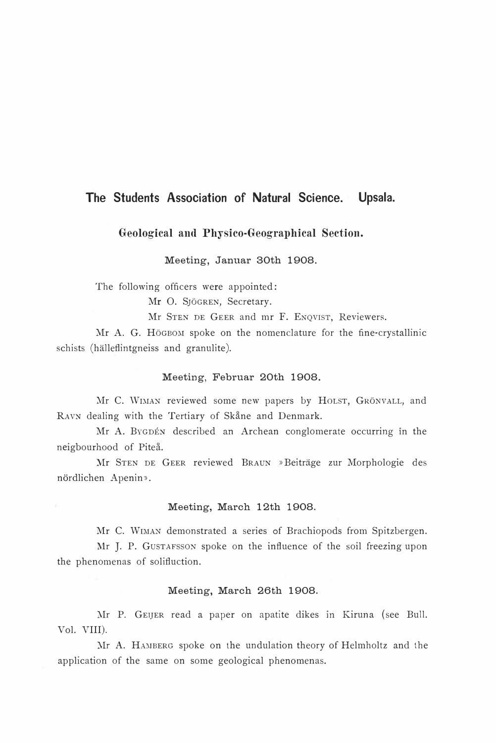# The Students Association of Natural Science. Upsala.

## Geological and Physico-Geographical Section.

### Meeting, Januar 30th 1908.

The following officers were appointed:

Mr O. Sjögren, Secretary.

Mr Sten de Geer and mr F. Enqvist, Reviewers.

Mr A. G. Högbom spoke on the nomenclature for the fine-crystallinic schists (hälleflintgneiss and granulite).

### Meeting, Februar 20th 1908.

Mr C. Wiman reviewed some new papers by Holst, Grönvall, and Ravn dealing with the Tertiary of Skåne and Denmark.

Mr A. Bygdén described an Archean conglomerate occurring in the neigbourhood of Piteå.

Mr Sten de Geer reviewed Braun »Beiträge zur Morphologie des nördlichen Apenin».

### Meeting, March 12th 1908.

Mr C. Wiman demonstrated a series of Brachiopods from Spitzbergen.

Mr J. P. Gustafsson spoke on the influence of the soil freezing upon the phenomenas of solifluction.

### Meeting, March 26th 1908.

Mr P. Geijer read a paper on apatite dikes in Kiruna (see Bull. Vol. VIII).

Mr A. Hamberg spoke on the undulation theory of Helmholtz and the application of the same on some geological phenomenas.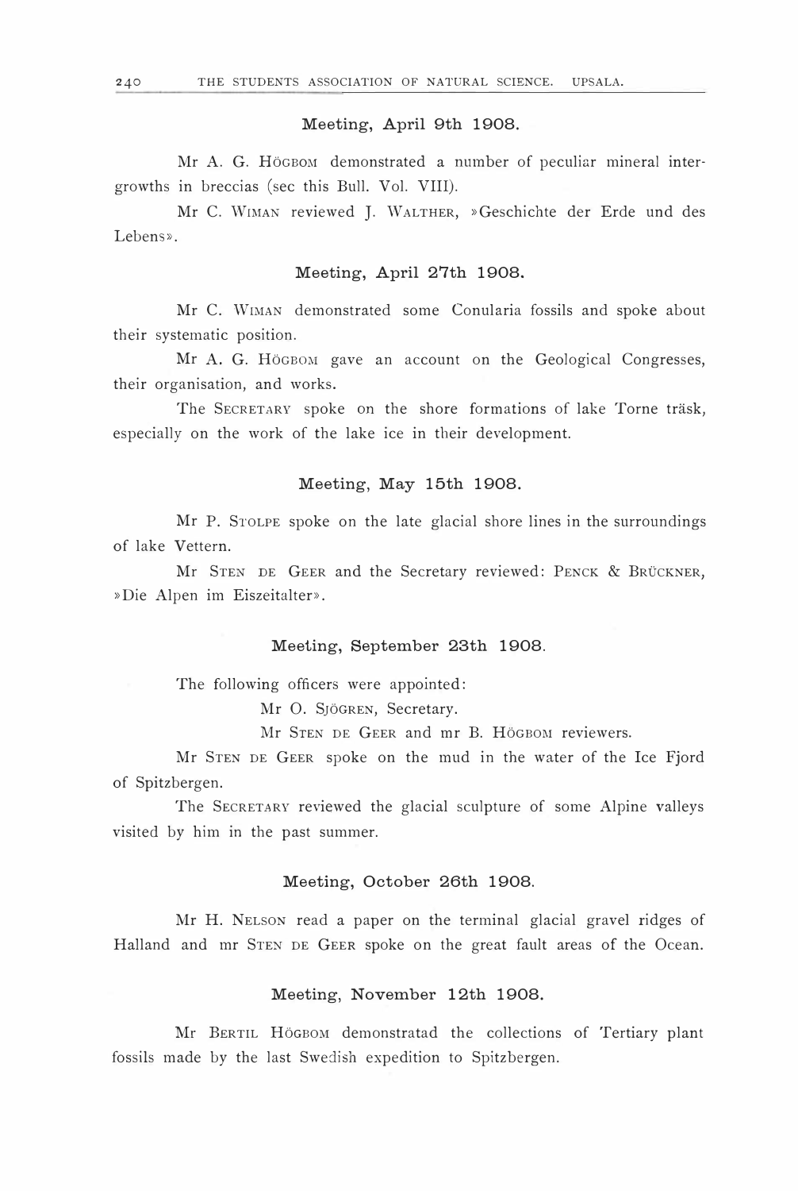### Meeting, April 9th 1908.

Mr A. G. Högbom demonstrated a number of peculiar mineral intergrowths in breccias (sec this Bull. Vol. VIII).

Mr C. Wiman reviewed J. Walther, »Geschichte der Erde und des Lebens».

### Meeting, April 27th 1908.

Mr C. Wiman demonstrated some Conularia fossils and spoke about their systematic position.

Mr A. G. Högbom gave an account on the Geological Congresses, their organisation, and works.

The Secretary spoke on the shore formations of lake Torne träsk, especially on the work of the lake ice in their development.

### Meeting, May 15th 1908.

Mr P. Stolpe spoke on the late glacial shore lines in the surroundings of lake Vettern.

Mr Sten de Geer and the Secretary reviewed: Penck & Brückner, »Die Alpen im Eiszeitalter».

### Meeting, September 23th 1908.

The following officers were appointed:

Mr O. Sjögren, Secretary.

Mr Sten de Geer and mr B. Högbom reviewers.

Mr Sten de Geer spoke on the mud in the water of the Ice Fjord of Spitzbergen.

The Secretary reviewed the glacial sculpture of some Alpine valleys visited by him in the past summer.

### Meeting, October 26th 1908.

Mr H. Nelson read a paper on the terminal glacial gravel ridges of Halland and mr Sten de Geer spoke on the great fault areas of the Ocean.

### Meeting, November 12th 1908.

Mr Bertil Högbom demonstratad the collections of Tertiary plant fossils made by the last Swedish expedition to Spitzbergen.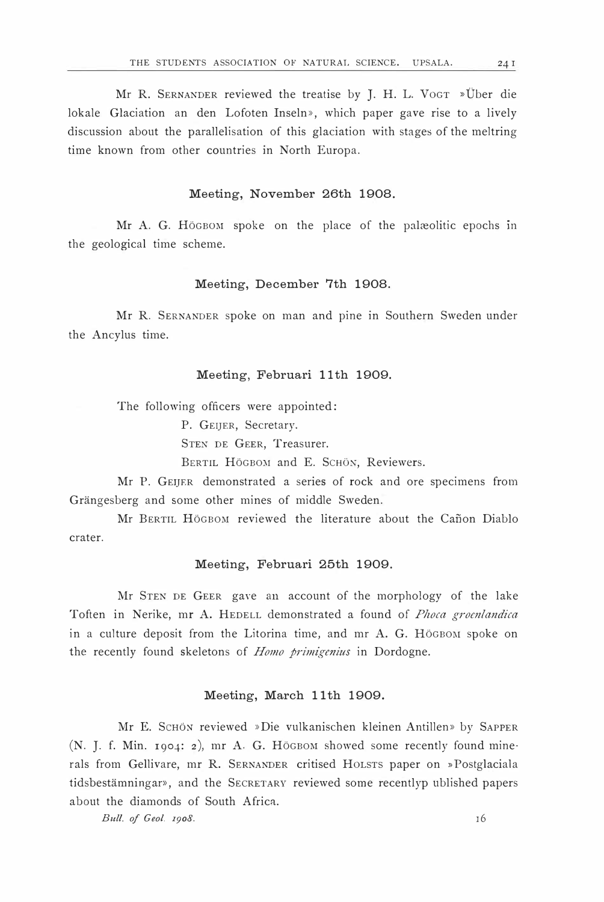Mr R. Sernander reviewed the treatise by J. H. L. Vogt »Über die lokale Glaciation an den Lofoten Inseln», which paper gave rise to a lively discussion about the parallelisation of this glaciation with stages of the meltring time known from other countries in North Europa.

### Meeting, November 26th 1908.

Mr A. G. Högbom spoke on the place of the palæolitic epochs in the geological time scheme.

### Meeting, December 7th 1908.

Mr R. Sernander spoke on man and pine in Southern Sweden under the Ancylus time.

### Meeting, Februari 11th 1909.

The following officers were appointed:

P. Geijer, Secretary.
Sten de Geer, Treasurer.
Bertil Högbom and E. Schön, Reviewers.

Mr P. Geijer demonstrated a series of rock and ore specimens from Grängesberg and some other mines of middle Sweden.

Mr Bertil Högbom reviewed the literature about the Cañon Diablo crater.

### Meeting, Februari 25th 1909.

Mr Sten de Geer gave an account of the morphology of the lake Toften in Nerike, mr A. Hedell demonstrated a found of *Phoca groenlandica* in a culture deposit from the Litorina time, and mr A. G. Högbom spoke on the recently found skeletons of *Homo primigenius* in Dordogne.

### Meeting, March 11th 1909.

Mr E. Schön reviewed »Die vulkanischen kleinen Antillen» by Sapper (N. J. f. Min. 1904: 2), mr A. G. Högbom showed some recently found minerals from Gellivare, mr R. Sernander critised Holsts paper on »Postglaciala tidsbestämningar», and the Secretary reviewed some recentlyp ublished papers about the diamonds of South Africa.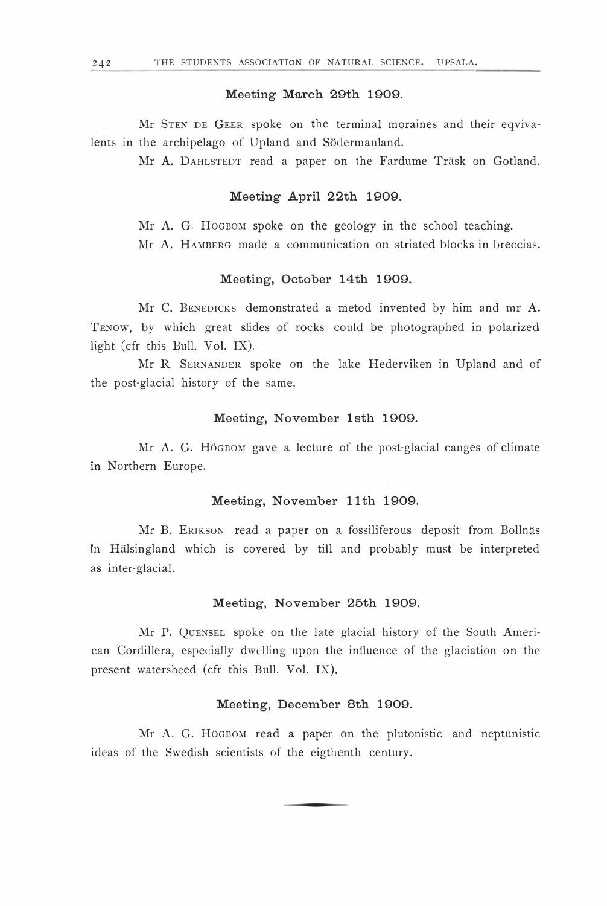### Meeting March 29th 1909.

Mr Sten de Geer spoke on the terminal moraines and their eqvivalents in the archipelago of Upland and Södermanland.

Mr A. Dahlstedt read a paper on the Fardume Träsk on Gotland.

### Meeting April 22th 1909.

Mr A. G. Högbom spoke on the geology in the school teaching.

Mr A. Hamberg made a communication on striated blocks in breccias.

### Meeting, October 14th 1909.

Mr C. Benedicks demonstrated a metod invented by him and mr A. Tenow, by which great slides of rocks could be photographed in polarized light (cfr this Bull. Vol. IX).

Mr R. Sernander spoke on the lake Hederviken in Upland and of the post-glacial history of the same.

### Meeting, November 1sth 1909.

Mr A. G. Högbom gave a lecture of the post-glacial canges of climate in Northern Europe.

### Meeting, November 11th 1909.

Mr B. Erikson read a paper on a fossiliferous deposit from Bollnäs in Hälsingland which is covered by till and probably must be interpreted as inter-glacial.

### Meeting, November 25th 1909.

Mr P. Quensel spoke on the late glacial history of the South American Cordillera, especially dwelling upon the influence of the glaciation on the present watersheed (cfr this Bull. Vol. IX).

### Meeting, December 8th 1909.

Mr A. G. Högbom read a paper on the plutonistic and neptunistic ideas of the Swedish scientists of the eigthenth century.